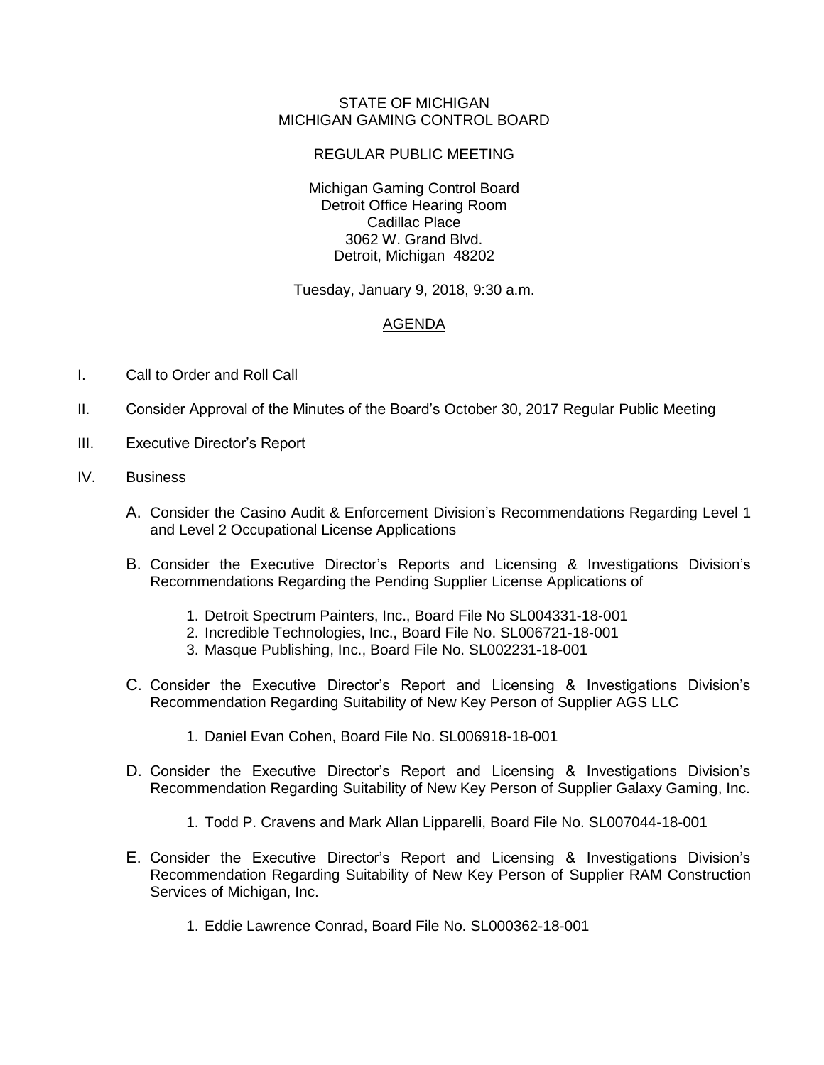STATE OF MICHIGAN
MICHIGAN GAMING CONTROL BOARD

REGULAR PUBLIC MEETING

Michigan Gaming Control Board
Detroit Office Hearing Room
Cadillac Place
3062 W. Grand Blvd.
Detroit, Michigan 48202

Tuesday, January 9, 2018, 9:30 a.m.

## AGENDA

I. Call to Order and Roll Call

II. Consider Approval of the Minutes of the Board's October 30, 2017 Regular Public Meeting

III. Executive Director's Report

IV. Business

A. Consider the Casino Audit & Enforcement Division's Recommendations Regarding Level 1 and Level 2 Occupational License Applications

B. Consider the Executive Director's Reports and Licensing & Investigations Division's Recommendations Regarding the Pending Supplier License Applications of

1. Detroit Spectrum Painters, Inc., Board File No SL004331-18-001
2. Incredible Technologies, Inc., Board File No. SL006721-18-001
3. Masque Publishing, Inc., Board File No. SL002231-18-001

C. Consider the Executive Director's Report and Licensing & Investigations Division's Recommendation Regarding Suitability of New Key Person of Supplier AGS LLC

1. Daniel Evan Cohen, Board File No. SL006918-18-001

D. Consider the Executive Director's Report and Licensing & Investigations Division's Recommendation Regarding Suitability of New Key Person of Supplier Galaxy Gaming, Inc.

1. Todd P. Cravens and Mark Allan Lipparelli, Board File No. SL007044-18-001

E. Consider the Executive Director's Report and Licensing & Investigations Division's Recommendation Regarding Suitability of New Key Person of Supplier RAM Construction Services of Michigan, Inc.

1. Eddie Lawrence Conrad, Board File No. SL000362-18-001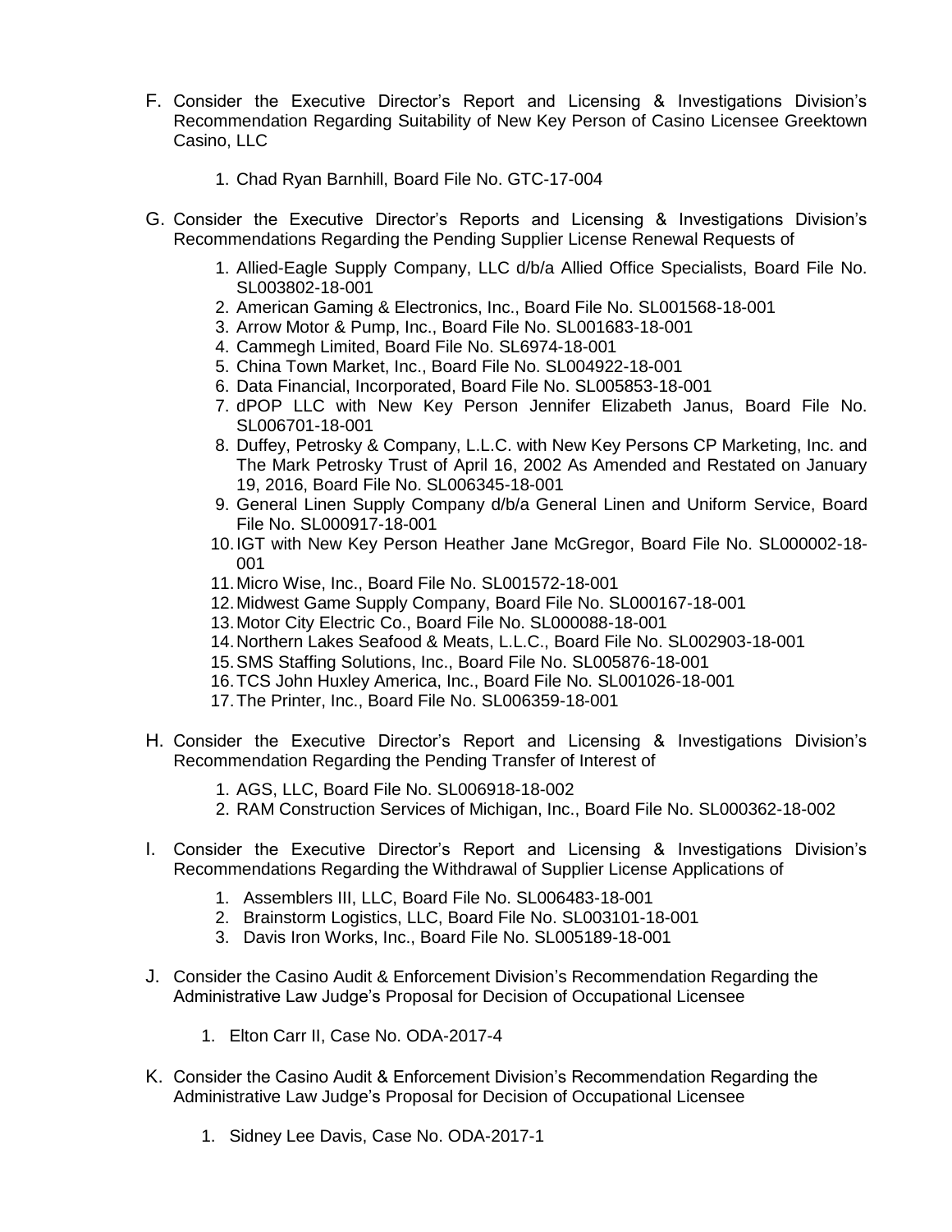F. Consider the Executive Director's Report and Licensing & Investigations Division's Recommendation Regarding Suitability of New Key Person of Casino Licensee Greektown Casino, LLC

   1. Chad Ryan Barnhill, Board File No. GTC-17-004

G. Consider the Executive Director's Reports and Licensing & Investigations Division's Recommendations Regarding the Pending Supplier License Renewal Requests of

   1. Allied-Eagle Supply Company, LLC d/b/a Allied Office Specialists, Board File No. SL003802-18-001
   2. American Gaming & Electronics, Inc., Board File No. SL001568-18-001
   3. Arrow Motor & Pump, Inc., Board File No. SL001683-18-001
   4. Cammegh Limited, Board File No. SL6974-18-001
   5. China Town Market, Inc., Board File No. SL004922-18-001
   6. Data Financial, Incorporated, Board File No. SL005853-18-001
   7. dPOP LLC with New Key Person Jennifer Elizabeth Janus, Board File No. SL006701-18-001
   8. Duffey, Petrosky & Company, L.L.C. with New Key Persons CP Marketing, Inc. and The Mark Petrosky Trust of April 16, 2002 As Amended and Restated on January 19, 2016, Board File No. SL006345-18-001
   9. General Linen Supply Company d/b/a General Linen and Uniform Service, Board File No. SL000917-18-001
   10. IGT with New Key Person Heather Jane McGregor, Board File No. SL000002-18-001
   11. Micro Wise, Inc., Board File No. SL001572-18-001
   12. Midwest Game Supply Company, Board File No. SL000167-18-001
   13. Motor City Electric Co., Board File No. SL000088-18-001
   14. Northern Lakes Seafood & Meats, L.L.C., Board File No. SL002903-18-001
   15. SMS Staffing Solutions, Inc., Board File No. SL005876-18-001
   16. TCS John Huxley America, Inc., Board File No. SL001026-18-001
   17. The Printer, Inc., Board File No. SL006359-18-001

H. Consider the Executive Director's Report and Licensing & Investigations Division's Recommendation Regarding the Pending Transfer of Interest of

   1. AGS, LLC, Board File No. SL006918-18-002
   2. RAM Construction Services of Michigan, Inc., Board File No. SL000362-18-002

I. Consider the Executive Director's Report and Licensing & Investigations Division's Recommendations Regarding the Withdrawal of Supplier License Applications of

   1. Assemblers III, LLC, Board File No. SL006483-18-001
   2. Brainstorm Logistics, LLC, Board File No. SL003101-18-001
   3. Davis Iron Works, Inc., Board File No. SL005189-18-001

J. Consider the Casino Audit & Enforcement Division's Recommendation Regarding the Administrative Law Judge's Proposal for Decision of Occupational Licensee

   1. Elton Carr II, Case No. ODA-2017-4

K. Consider the Casino Audit & Enforcement Division's Recommendation Regarding the Administrative Law Judge's Proposal for Decision of Occupational Licensee

   1. Sidney Lee Davis, Case No. ODA-2017-1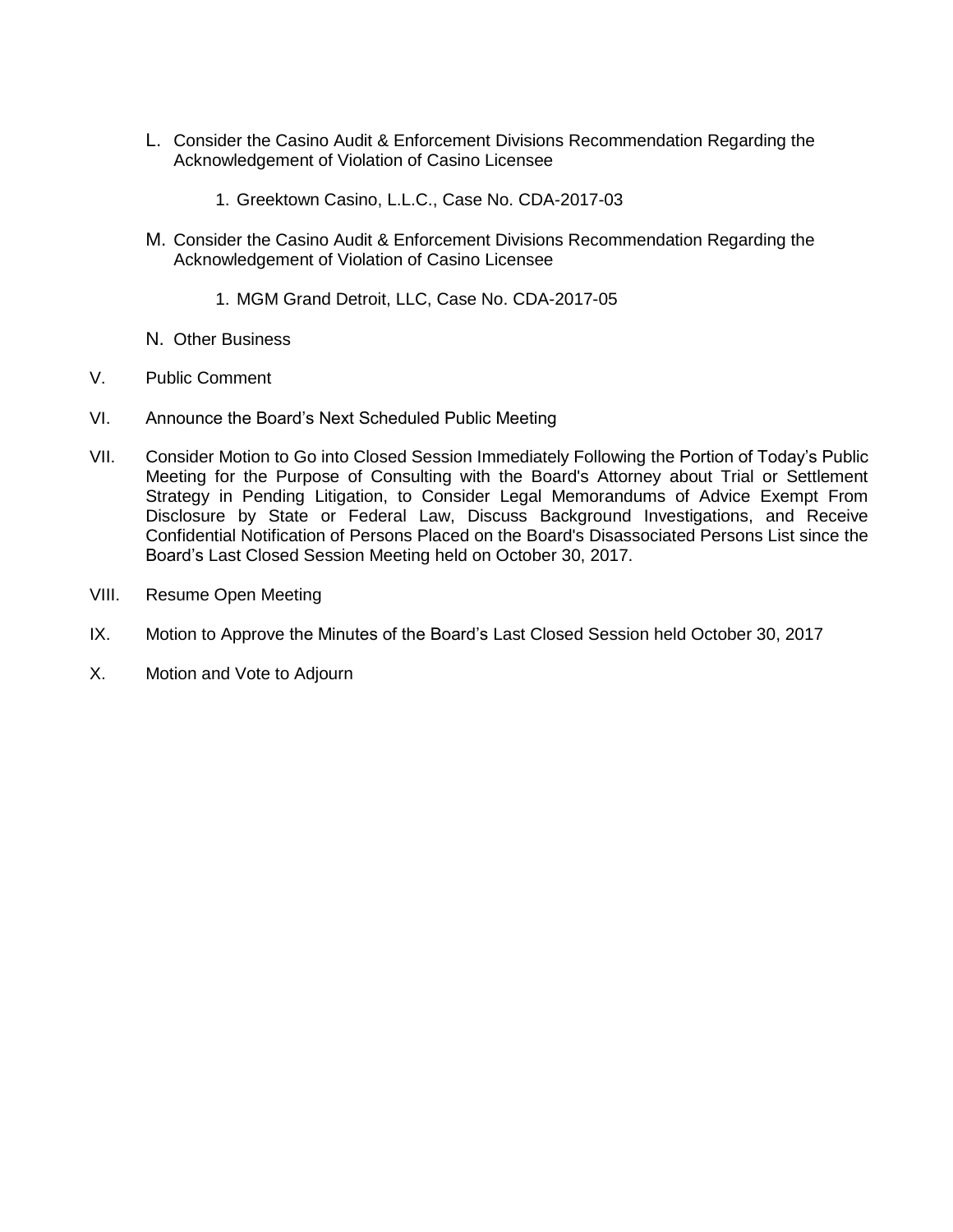L. Consider the Casino Audit & Enforcement Divisions Recommendation Regarding the Acknowledgement of Violation of Casino Licensee

   1. Greektown Casino, L.L.C., Case No. CDA-2017-03

M. Consider the Casino Audit & Enforcement Divisions Recommendation Regarding the Acknowledgement of Violation of Casino Licensee

   1. MGM Grand Detroit, LLC, Case No. CDA-2017-05

N. Other Business

V. Public Comment

VI. Announce the Board's Next Scheduled Public Meeting

VII. Consider Motion to Go into Closed Session Immediately Following the Portion of Today's Public Meeting for the Purpose of Consulting with the Board's Attorney about Trial or Settlement Strategy in Pending Litigation, to Consider Legal Memorandums of Advice Exempt From Disclosure by State or Federal Law, Discuss Background Investigations, and Receive Confidential Notification of Persons Placed on the Board's Disassociated Persons List since the Board's Last Closed Session Meeting held on October 30, 2017.

VIII. Resume Open Meeting

IX. Motion to Approve the Minutes of the Board's Last Closed Session held October 30, 2017

X. Motion and Vote to Adjourn